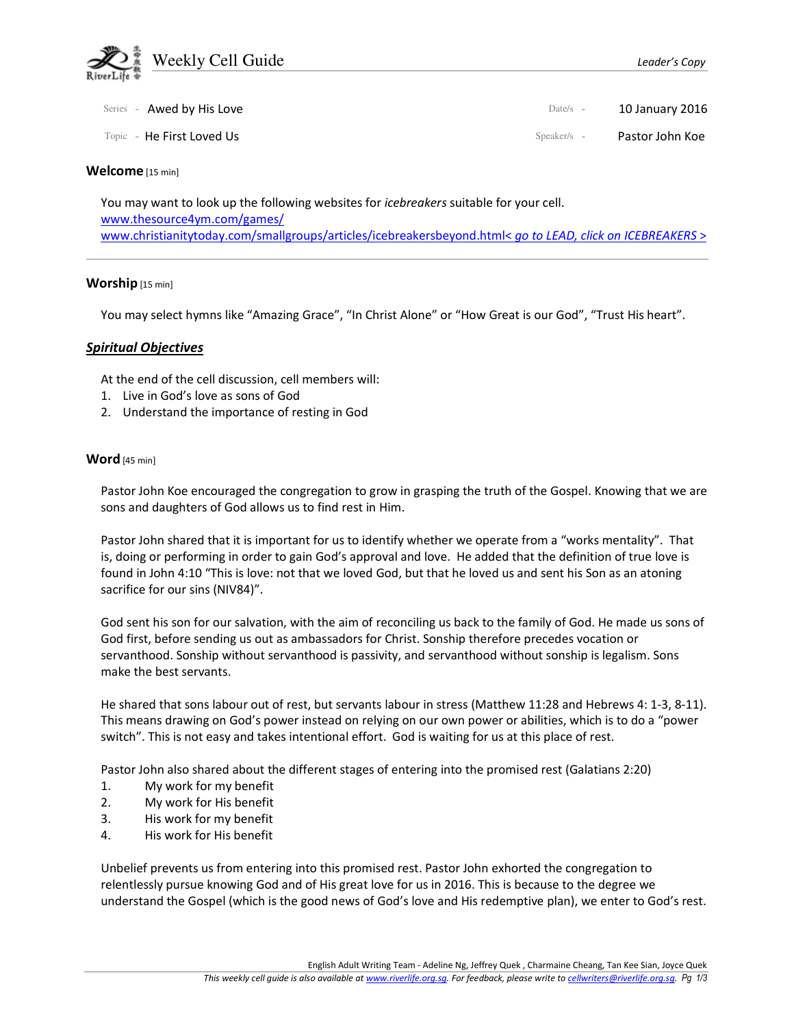# Weekly Cell Guide

*Leader's Copy*

Series - Awed by His Love

Topic - He First Loved Us

Date/s - 10 January 2016

Speaker/s - Pastor John Koe

## Welcome [15 min]

You may want to look up the following websites for *icebreakers* suitable for your cell.
www.thesource4ym.com/games/
www.christianitytoday.com/smallgroups/articles/icebreakersbeyond.html< *go to LEAD, click on ICEBREAKERS* >

---

## Worship [15 min]

You may select hymns like "Amazing Grace", "In Christ Alone" or "How Great is our God", "Trust His heart".

## ***Spiritual Objectives***

At the end of the cell discussion, cell members will:

1. Live in God's love as sons of God
2. Understand the importance of resting in God

## Word [45 min]

Pastor John Koe encouraged the congregation to grow in grasping the truth of the Gospel. Knowing that we are sons and daughters of God allows us to find rest in Him.

Pastor John shared that it is important for us to identify whether we operate from a "works mentality". That is, doing or performing in order to gain God's approval and love. He added that the definition of true love is found in John 4:10 "This is love: not that we loved God, but that he loved us and sent his Son as an atoning sacrifice for our sins (NIV84)".

God sent his son for our salvation, with the aim of reconciling us back to the family of God. He made us sons of God first, before sending us out as ambassadors for Christ. Sonship therefore precedes vocation or servanthood. Sonship without servanthood is passivity, and servanthood without sonship is legalism. Sons make the best servants.

He shared that sons labour out of rest, but servants labour in stress (Matthew 11:28 and Hebrews 4: 1-3, 8-11). This means drawing on God's power instead on relying on our own power or abilities, which is to do a "power switch". This is not easy and takes intentional effort. God is waiting for us at this place of rest.

Pastor John also shared about the different stages of entering into the promised rest (Galatians 2:20)

1. My work for my benefit
2. My work for His benefit
3. His work for my benefit
4. His work for His benefit

Unbelief prevents us from entering into this promised rest. Pastor John exhorted the congregation to relentlessly pursue knowing God and of His great love for us in 2016. This is because to the degree we understand the Gospel (which is the good news of God's love and His redemptive plan), we enter to God's rest.

English Adult Writing Team - Adeline Ng, Jeffrey Quek , Charmaine Cheang, Tan Kee Sian, Joyce Quek

*This weekly cell guide is also available at www.riverlife.org.sg. For feedback, please write to cellwriters@riverlife.org.sg.*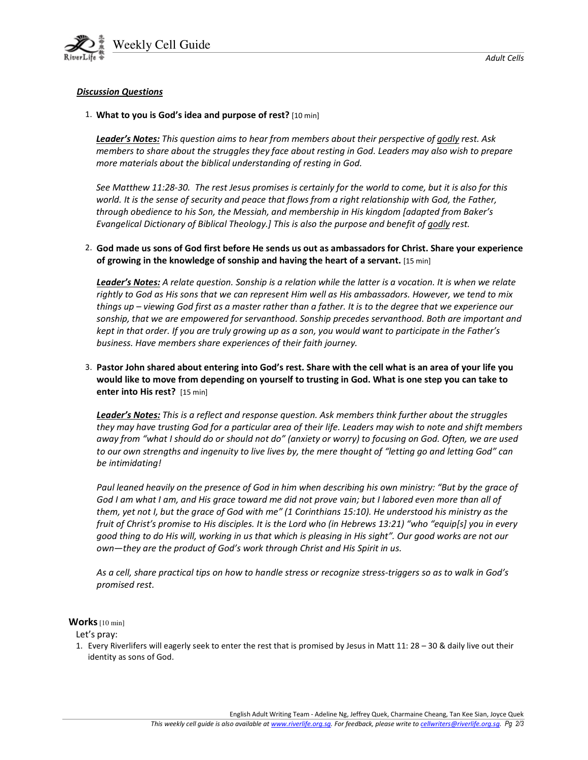***Discussion Questions***

1. **What to you is God's idea and purpose of rest?** [10 min]

   ***Leader's Notes:*** *This question aims to hear from members about their perspective of godly rest. Ask members to share about the struggles they face about resting in God. Leaders may also wish to prepare more materials about the biblical understanding of resting in God.*

   *See Matthew 11:28-30. The rest Jesus promises is certainly for the world to come, but it is also for this world. It is the sense of security and peace that flows from a right relationship with God, the Father, through obedience to his Son, the Messiah, and membership in His kingdom [adapted from Baker's Evangelical Dictionary of Biblical Theology.] This is also the purpose and benefit of godly rest.*

2. **God made us sons of God first before He sends us out as ambassadors for Christ. Share your experience of growing in the knowledge of sonship and having the heart of a servant.** [15 min]

   ***Leader's Notes:*** *A relate question. Sonship is a relation while the latter is a vocation. It is when we relate rightly to God as His sons that we can represent Him well as His ambassadors. However, we tend to mix things up – viewing God first as a master rather than a father. It is to the degree that we experience our sonship, that we are empowered for servanthood. Sonship precedes servanthood. Both are important and kept in that order. If you are truly growing up as a son, you would want to participate in the Father's business. Have members share experiences of their faith journey.*

3. **Pastor John shared about entering into God's rest. Share with the cell what is an area of your life you would like to move from depending on yourself to trusting in God. What is one step you can take to enter into His rest?** [15 min]

   ***Leader's Notes:*** *This is a reflect and response question. Ask members think further about the struggles they may have trusting God for a particular area of their life. Leaders may wish to note and shift members away from "what I should do or should not do" (anxiety or worry) to focusing on God. Often, we are used to our own strengths and ingenuity to live lives by, the mere thought of "letting go and letting God" can be intimidating!*

   *Paul leaned heavily on the presence of God in him when describing his own ministry: "But by the grace of God I am what I am, and His grace toward me did not prove vain; but I labored even more than all of them, yet not I, but the grace of God with me" (1 Corinthians 15:10). He understood his ministry as the fruit of Christ's promise to His disciples. It is the Lord who (in Hebrews 13:21) "who "equip[s] you in every good thing to do His will, working in us that which is pleasing in His sight". Our good works are not our own—they are the product of God's work through Christ and His Spirit in us.*

   *As a cell, share practical tips on how to handle stress or recognize stress-triggers so as to walk in God's promised rest.*

**Works** [10 min]

Let's pray:

1. Every Riverlifers will eagerly seek to enter the rest that is promised by Jesus in Matt 11: 28 – 30 & daily live out their identity as sons of God.

English Adult Writing Team - Adeline Ng, Jeffrey Quek, Charmaine Cheang, Tan Kee Sian, Joyce Quek

*This weekly cell guide is also available at www.riverlife.org.sg. For feedback, please write to cellwriters@riverlife.org.sg.*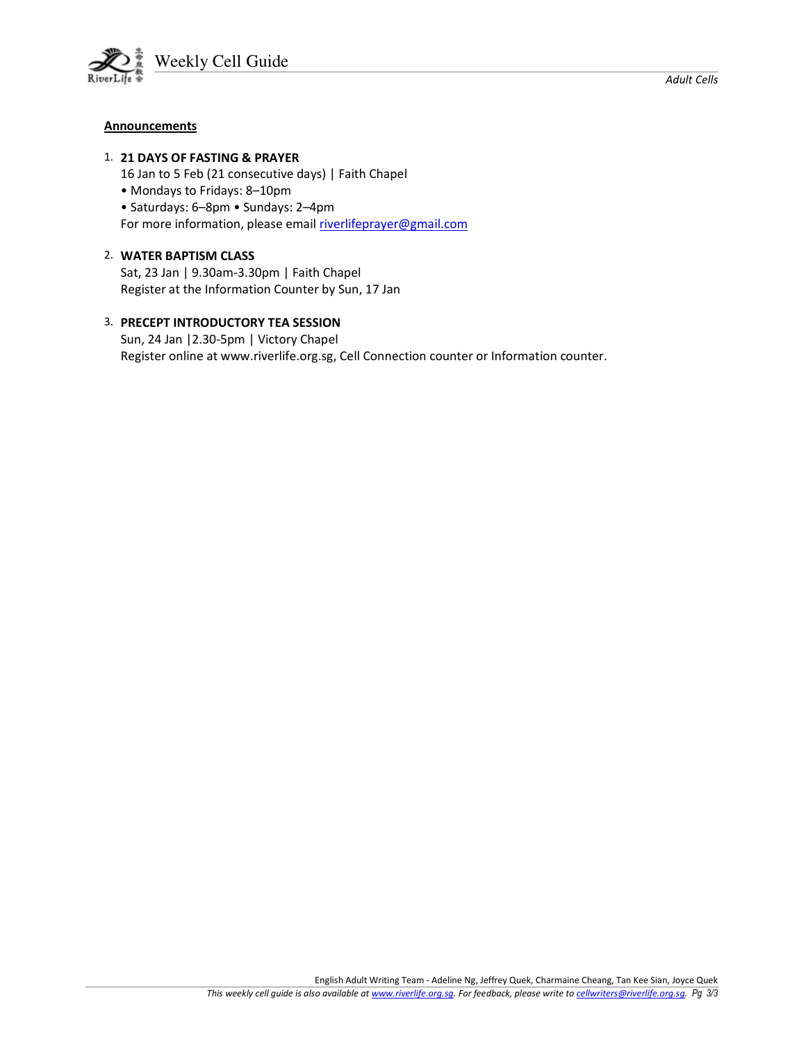**Announcements**

1. **21 DAYS OF FASTING & PRAYER**
   16 Jan to 5 Feb (21 consecutive days) | Faith Chapel
   • Mondays to Fridays: 8–10pm
   • Saturdays: 6–8pm • Sundays: 2–4pm
   For more information, please email riverlifeprayer@gmail.com

2. **WATER BAPTISM CLASS**
   Sat, 23 Jan | 9.30am-3.30pm | Faith Chapel
   Register at the Information Counter by Sun, 17 Jan

3. **PRECEPT INTRODUCTORY TEA SESSION**
   Sun, 24 Jan |2.30-5pm | Victory Chapel
   Register online at www.riverlife.org.sg, Cell Connection counter or Information counter.

English Adult Writing Team - Adeline Ng, Jeffrey Quek, Charmaine Cheang, Tan Kee Sian, Joyce Quek

*This weekly cell guide is also available at www.riverlife.org.sg. For feedback, please write to cellwriters@riverlife.org.sg.*